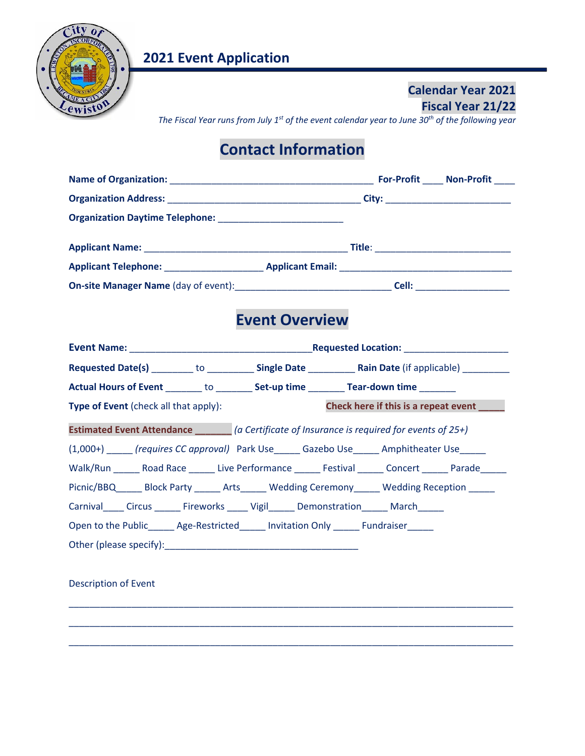# 2021 Event Application

**Calendar Year 2021**
**Fiscal Year 21/22**

*The Fiscal Year runs from July 1st of the event calendar year to June 30th of the following year*

## Contact Information

**Name of Organization:** ________________________________________ **For-Profit** ____ **Non-Profit** ____

**Organization Address:** ______________________________________ **City:** ________________________

**Organization Daytime Telephone:** ________________________

**Applicant Name:** ________________________________________ **Title**: _________________________

**Applicant Telephone:** ___________________ **Applicant Email:** _________________________________

**On-site Manager Name** (day of event):______________________________ **Cell:** __________________

## Event Overview

**Event Name:** ___________________________________**Requested Location:** ____________________

**Requested Date(s)** ________ to _________ **Single Date** _________ **Rain Date** (if applicable) _________

**Actual Hours of Event** _______ to _______ **Set-up time** _______ **Tear-down time** _______

**Type of Event** (check all that apply): **Check here if this is a repeat event _____**

**Estimated Event Attendance _______** *(a Certificate of Insurance is required for events of 25+)*

(1,000+) _____ *(requires CC approval)* Park Use_____ Gazebo Use_____ Amphitheater Use_____

Walk/Run _____ Road Race _____ Live Performance _____ Festival _____ Concert _____ Parade_____

Picnic/BBQ_____ Block Party _____ Arts_____ Wedding Ceremony_____ Wedding Reception _____

Carnival____ Circus _____ Fireworks ____ Vigil_____ Demonstration_____ March_____

Open to the Public_____ Age-Restricted_____ Invitation Only _____ Fundraiser_____

Other (please specify):_____________________________________

Description of Event

______________________________________________________________________________

______________________________________________________________________________

______________________________________________________________________________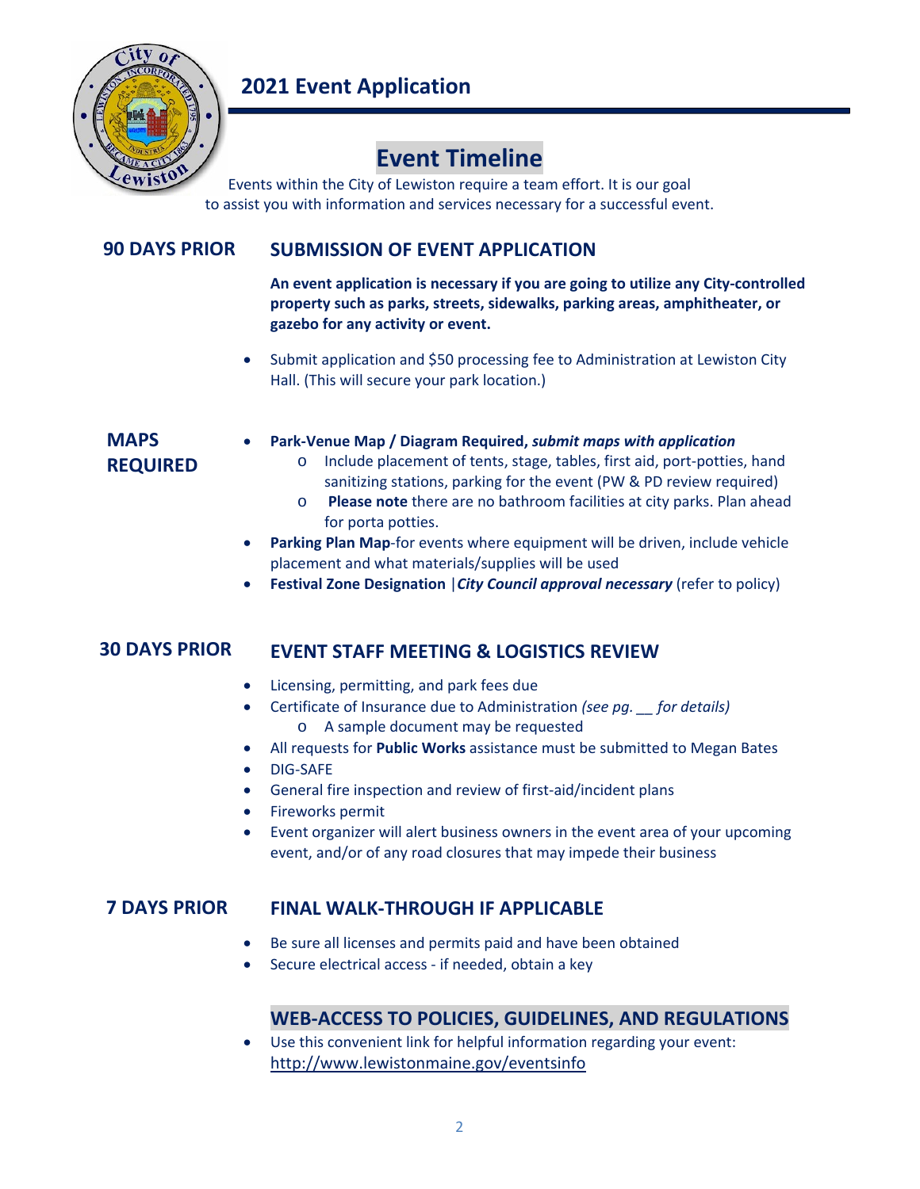## 2021 Event Application

# Event Timeline

Events within the City of Lewiston require a team effort. It is our goal to assist you with information and services necessary for a successful event.

### 90 DAYS PRIOR

### SUBMISSION OF EVENT APPLICATION

**An event application is necessary if you are going to utilize any City-controlled property such as parks, streets, sidewalks, parking areas, amphitheater, or gazebo for any activity or event.**

- Submit application and $50 processing fee to Administration at Lewiston City Hall. (This will secure your park location.)

### MAPS REQUIRED

- **Park-Venue Map / Diagram Required,** ***submit maps with application***
  - Include placement of tents, stage, tables, first aid, port-potties, hand sanitizing stations, parking for the event (PW & PD review required)
  - **Please note** there are no bathroom facilities at city parks. Plan ahead for porta potties.
- **Parking Plan Map**-for events where equipment will be driven, include vehicle placement and what materials/supplies will be used
- **Festival Zone Designation** |***City Council approval necessary*** (refer to policy)

### 30 DAYS PRIOR

### EVENT STAFF MEETING & LOGISTICS REVIEW

- Licensing, permitting, and park fees due
- Certificate of Insurance due to Administration *(see pg. __ for details)*
  - A sample document may be requested
- All requests for **Public Works** assistance must be submitted to Megan Bates
- DIG-SAFE
- General fire inspection and review of first-aid/incident plans
- Fireworks permit
- Event organizer will alert business owners in the event area of your upcoming event, and/or of any road closures that may impede their business

### 7 DAYS PRIOR

### FINAL WALK-THROUGH IF APPLICABLE

- Be sure all licenses and permits paid and have been obtained
- Secure electrical access - if needed, obtain a key

### WEB-ACCESS TO POLICIES, GUIDELINES, AND REGULATIONS

- Use this convenient link for helpful information regarding your event: http://www.lewistonmaine.gov/eventsinfo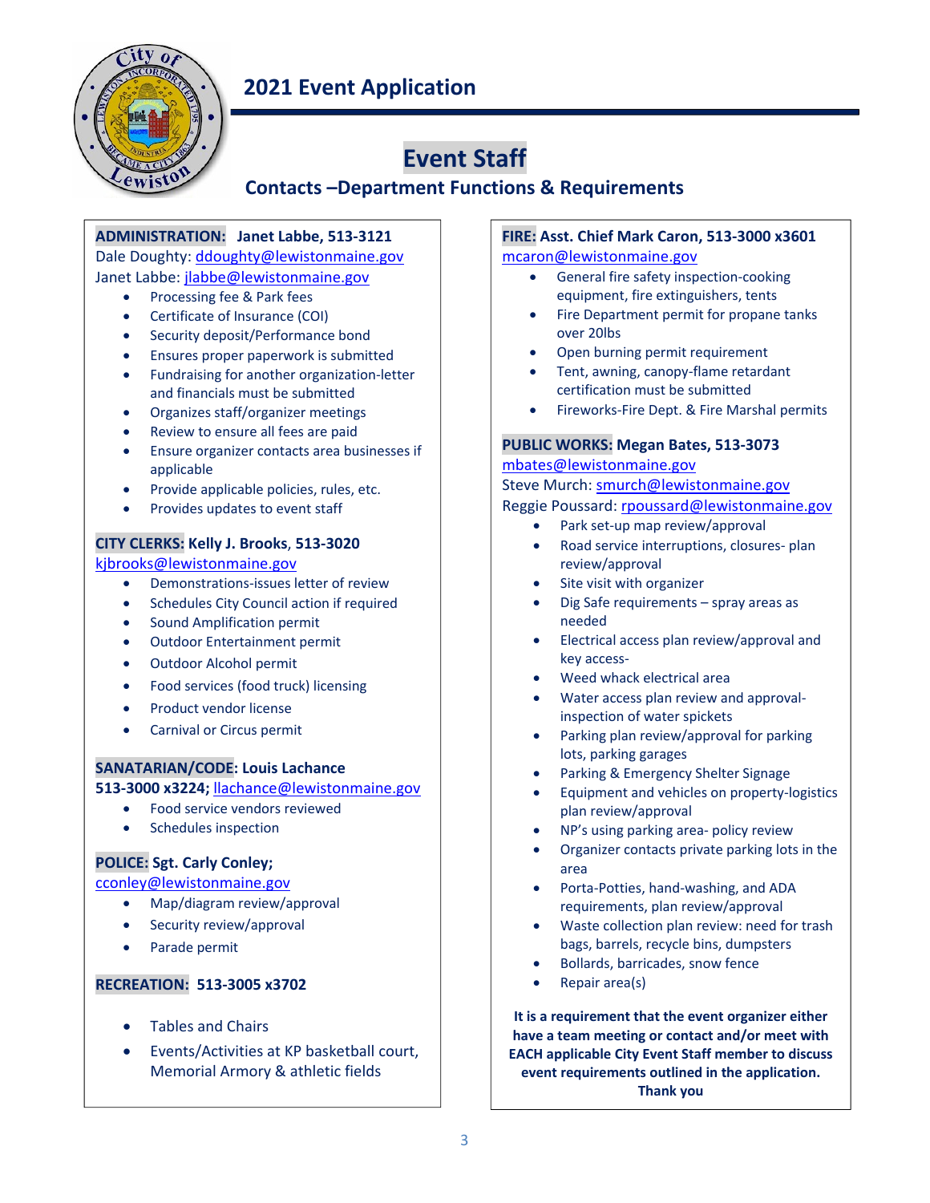## 2021 Event Application

# Event Staff

### Contacts –Department Functions & Requirements

**ADMINISTRATION: Janet Labbe, 513-3121**
Dale Doughty: ddoughty@lewistonmaine.gov
Janet Labbe: jlabbe@lewistonmaine.gov

- Processing fee & Park fees
- Certificate of Insurance (COI)
- Security deposit/Performance bond
- Ensures proper paperwork is submitted
- Fundraising for another organization-letter and financials must be submitted
- Organizes staff/organizer meetings
- Review to ensure all fees are paid
- Ensure organizer contacts area businesses if applicable
- Provide applicable policies, rules, etc.
- Provides updates to event staff

**CITY CLERKS: Kelly J. Brooks, 513-3020**
kjbrooks@lewistonmaine.gov

- Demonstrations-issues letter of review
- Schedules City Council action if required
- Sound Amplification permit
- Outdoor Entertainment permit
- Outdoor Alcohol permit
- Food services (food truck) licensing
- Product vendor license
- Carnival or Circus permit

**SANATARIAN/CODE: Louis Lachance**
**513-3000 x3224;** llachance@lewistonmaine.gov

- Food service vendors reviewed
- Schedules inspection

**POLICE: Sgt. Carly Conley;**
cconley@lewistonmaine.gov

- Map/diagram review/approval
- Security review/approval
- Parade permit

**RECREATION: 513-3005 x3702**

- Tables and Chairs
- Events/Activities at KP basketball court, Memorial Armory & athletic fields

**FIRE: Asst. Chief Mark Caron, 513-3000 x3601**
mcaron@lewistonmaine.gov

- General fire safety inspection-cooking equipment, fire extinguishers, tents
- Fire Department permit for propane tanks over 20lbs
- Open burning permit requirement
- Tent, awning, canopy-flame retardant certification must be submitted
- Fireworks-Fire Dept. & Fire Marshal permits

**PUBLIC WORKS: Megan Bates, 513-3073**
mbates@lewistonmaine.gov
Steve Murch: smurch@lewistonmaine.gov
Reggie Poussard: rpoussard@lewistonmaine.gov

- Park set-up map review/approval
- Road service interruptions, closures- plan review/approval
- Site visit with organizer
- Dig Safe requirements – spray areas as needed
- Electrical access plan review/approval and key access-
- Weed whack electrical area
- Water access plan review and approval-inspection of water spickets
- Parking plan review/approval for parking lots, parking garages
- Parking & Emergency Shelter Signage
- Equipment and vehicles on property-logistics plan review/approval
- NP's using parking area- policy review
- Organizer contacts private parking lots in the area
- Porta-Potties, hand-washing, and ADA requirements, plan review/approval
- Waste collection plan review: need for trash bags, barrels, recycle bins, dumpsters
- Bollards, barricades, snow fence
- Repair area(s)

**It is a requirement that the event organizer either have a team meeting or contact and/or meet with EACH applicable City Event Staff member to discuss event requirements outlined in the application. Thank you**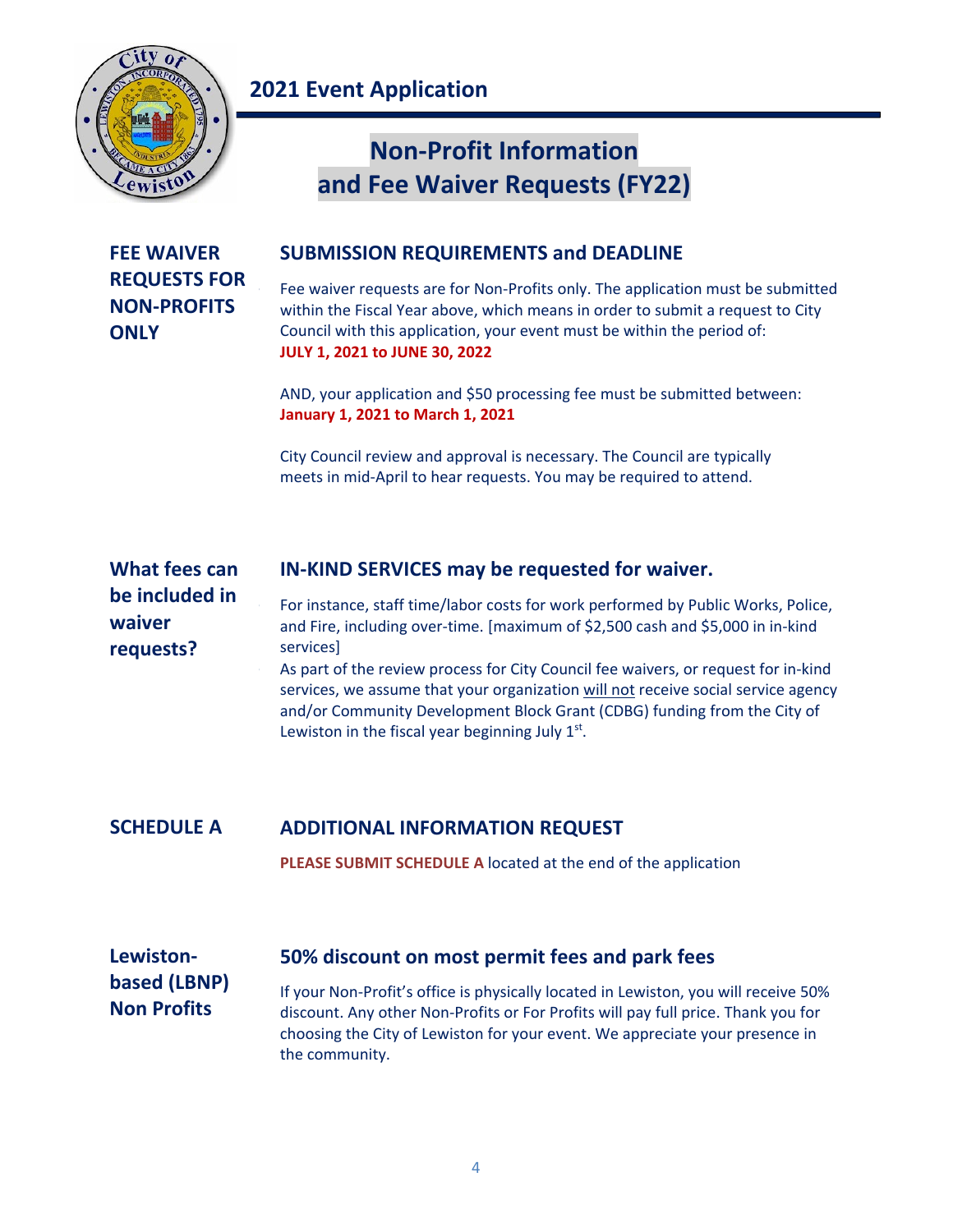## 2021 Event Application

# Non-Profit Information and Fee Waiver Requests (FY22)

### FEE WAIVER REQUESTS FOR NON-PROFITS ONLY

### SUBMISSION REQUIREMENTS and DEADLINE

Fee waiver requests are for Non-Profits only. The application must be submitted within the Fiscal Year above, which means in order to submit a request to City Council with this application, your event must be within the period of:
**JULY 1, 2021 to JUNE 30, 2022**

AND, your application and $50 processing fee must be submitted between:
**January 1, 2021 to March 1, 2021**

City Council review and approval is necessary. The Council are typically meets in mid-April to hear requests. You may be required to attend.

### What fees can be included in waiver requests?

### IN-KIND SERVICES may be requested for waiver.

For instance, staff time/labor costs for work performed by Public Works, Police, and Fire, including over-time. [maximum of $2,500 cash and $5,000 in in-kind services]

As part of the review process for City Council fee waivers, or request for in-kind services, we assume that your organization will not receive social service agency and/or Community Development Block Grant (CDBG) funding from the City of Lewiston in the fiscal year beginning July 1st.

### SCHEDULE A

### ADDITIONAL INFORMATION REQUEST

**PLEASE SUBMIT SCHEDULE A** located at the end of the application

### Lewiston-based (LBNP) Non Profits

### 50% discount on most permit fees and park fees

If your Non-Profit's office is physically located in Lewiston, you will receive 50% discount. Any other Non-Profits or For Profits will pay full price. Thank you for choosing the City of Lewiston for your event. We appreciate your presence in the community.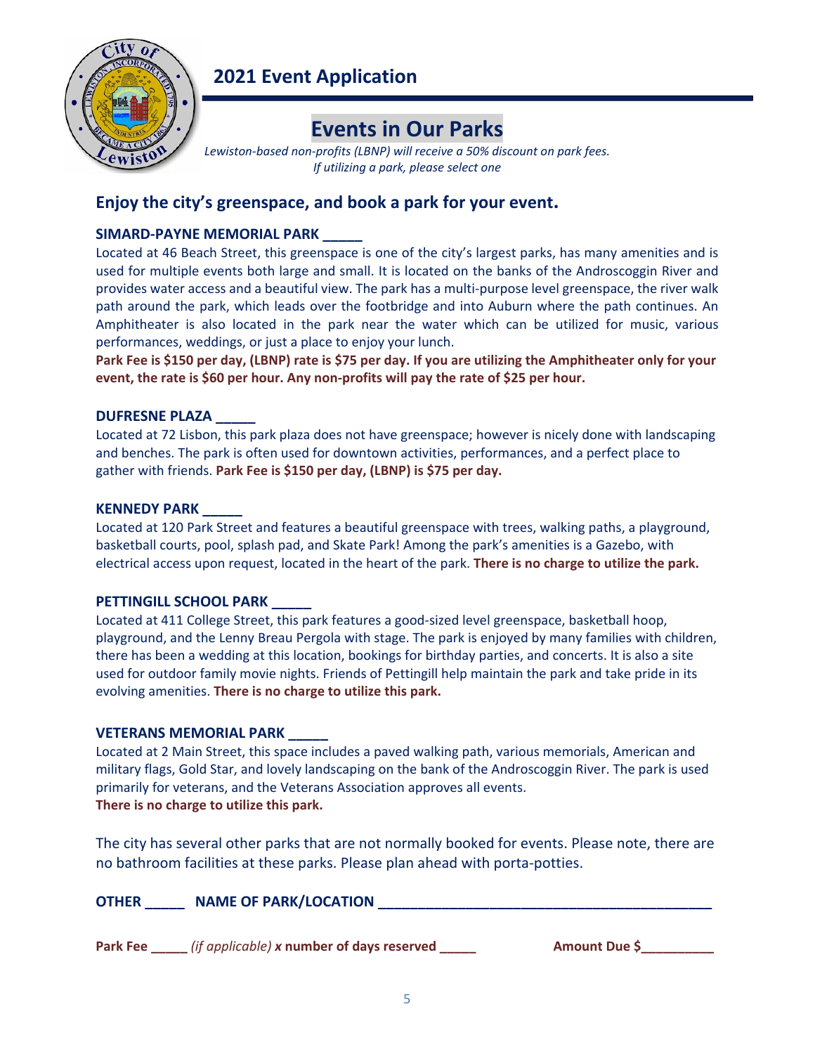## 2021 Event Application

# Events in Our Parks

*Lewiston-based non-profits (LBNP) will receive a 50% discount on park fees.*
*If utilizing a park, please select one*

## Enjoy the city's greenspace, and book a park for your event.

**SIMARD-PAYNE MEMORIAL PARK _____**

Located at 46 Beach Street, this greenspace is one of the city's largest parks, has many amenities and is used for multiple events both large and small. It is located on the banks of the Androscoggin River and provides water access and a beautiful view. The park has a multi-purpose level greenspace, the river walk path around the park, which leads over the footbridge and into Auburn where the path continues. An Amphitheater is also located in the park near the water which can be utilized for music, various performances, weddings, or just a place to enjoy your lunch.
**Park Fee is $150 per day, (LBNP) rate is $75 per day. If you are utilizing the Amphitheater only for your event, the rate is $60 per hour. Any non-profits will pay the rate of $25 per hour.**

**DUFRESNE PLAZA _____**

Located at 72 Lisbon, this park plaza does not have greenspace; however is nicely done with landscaping and benches. The park is often used for downtown activities, performances, and a perfect place to gather with friends. **Park Fee is $150 per day, (LBNP) is $75 per day.**

**KENNEDY PARK _____**

Located at 120 Park Street and features a beautiful greenspace with trees, walking paths, a playground, basketball courts, pool, splash pad, and Skate Park! Among the park's amenities is a Gazebo, with electrical access upon request, located in the heart of the park. **There is no charge to utilize the park.**

**PETTINGILL SCHOOL PARK _____**

Located at 411 College Street, this park features a good-sized level greenspace, basketball hoop, playground, and the Lenny Breau Pergola with stage. The park is enjoyed by many families with children, there has been a wedding at this location, bookings for birthday parties, and concerts. It is also a site used for outdoor family movie nights. Friends of Pettingill help maintain the park and take pride in its evolving amenities. **There is no charge to utilize this park.**

**VETERANS MEMORIAL PARK _____**

Located at 2 Main Street, this space includes a paved walking path, various memorials, American and military flags, Gold Star, and lovely landscaping on the bank of the Androscoggin River. The park is used primarily for veterans, and the Veterans Association approves all events.
**There is no charge to utilize this park.**

The city has several other parks that are not normally booked for events. Please note, there are no bathroom facilities at these parks. Please plan ahead with porta-potties.

**OTHER _____ NAME OF PARK/LOCATION ________________________________________**

**Park Fee _____** *(if applicable)* ***x*** **number of days reserved _____** **Amount Due $__________**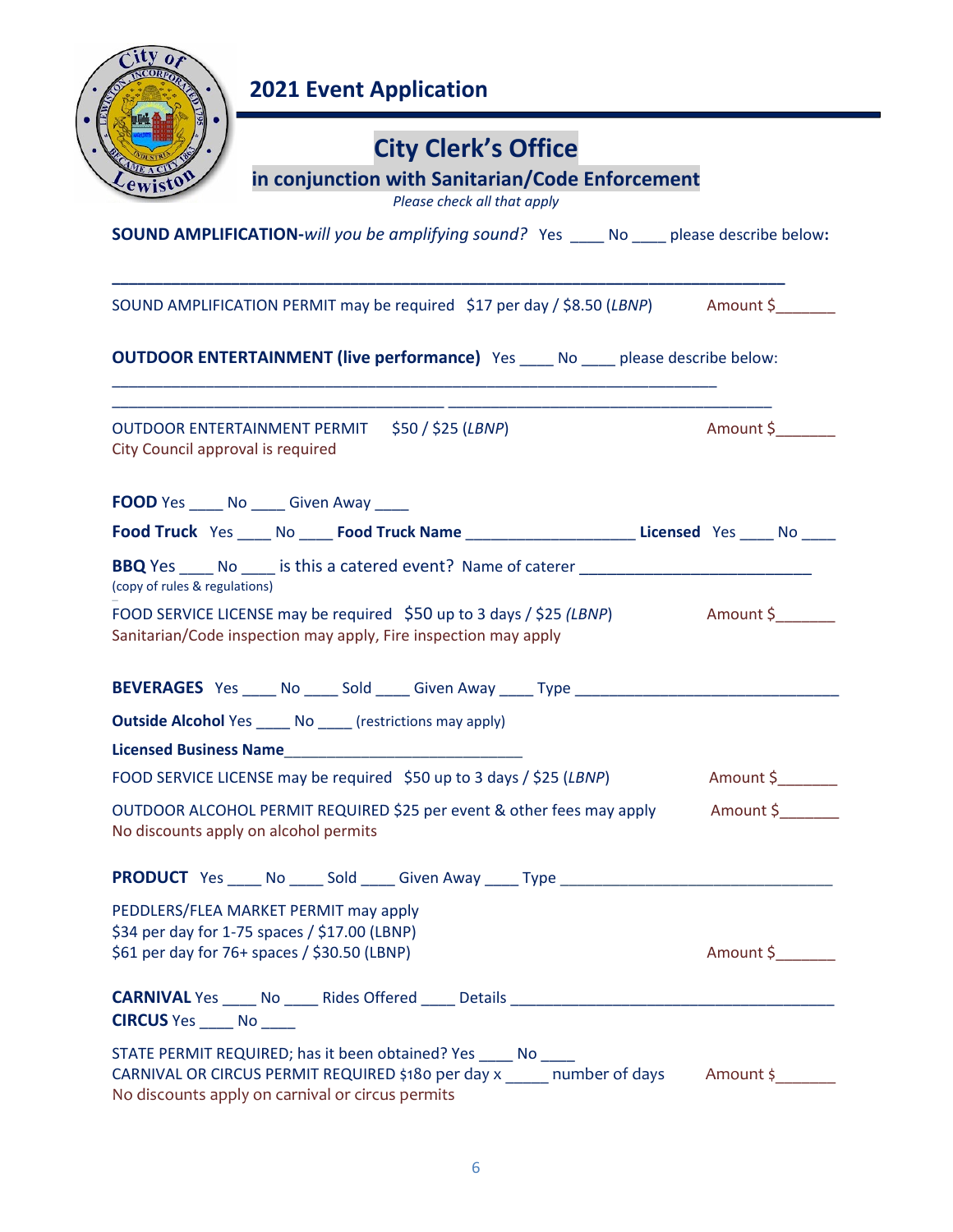# 2021 Event Application

## City Clerk's Office

### in conjunction with Sanitarian/Code Enforcement

*Please check all that apply*

**SOUND AMPLIFICATION-***will you be amplifying sound?* Yes ____ No ____ please describe below:

______________________________________________________________________

SOUND AMPLIFICATION PERMIT may be required $17 per day / $8.50 (*LBNP*) Amount $_______

**OUTDOOR ENTERTAINMENT (live performance)** Yes ____ No ____ please describe below:

______________________________________________________________________

______________________________________________________________________

OUTDOOR ENTERTAINMENT PERMIT $50 / $25 (*LBNP*) Amount $_______
City Council approval is required

**FOOD** Yes ____ No ____ Given Away ____

**Food Truck** Yes ____ No ____ **Food Truck Name** ____________________ **Licensed** Yes ____ No ____

**BBQ** Yes ____ No ____ is this a catered event? Name of caterer ___________________________
(copy of rules & regulations)

FOOD SERVICE LICENSE may be required $50 up to 3 days / $25 (*LBNP*) Amount $_______
Sanitarian/Code inspection may apply, Fire inspection may apply

**BEVERAGES** Yes ____ No ____ Sold ____ Given Away ____ Type _______________________________

**Outside Alcohol** Yes ____ No ____ (restrictions may apply)

**Licensed Business Name**_____________________________

FOOD SERVICE LICENSE may be required $50 up to 3 days / $25 (*LBNP*) Amount $_______

OUTDOOR ALCOHOL PERMIT REQUIRED $25 per event & other fees may apply Amount $_______
No discounts apply on alcohol permits

**PRODUCT** Yes ____ No ____ Sold ____ Given Away ____ Type ________________________________

PEDDLERS/FLEA MARKET PERMIT may apply
$34 per day for 1-75 spaces / $17.00 (LBNP)
$61 per day for 76+ spaces / $30.50 (LBNP) Amount $_______

**CARNIVAL** Yes ____ No ____ Rides Offered ____ Details ______________________________________
**CIRCUS** Yes ____ No ____

STATE PERMIT REQUIRED; has it been obtained? Yes ____ No ____
CARNIVAL OR CIRCUS PERMIT REQUIRED $180 per day x _____ number of days Amount $_______
No discounts apply on carnival or circus permits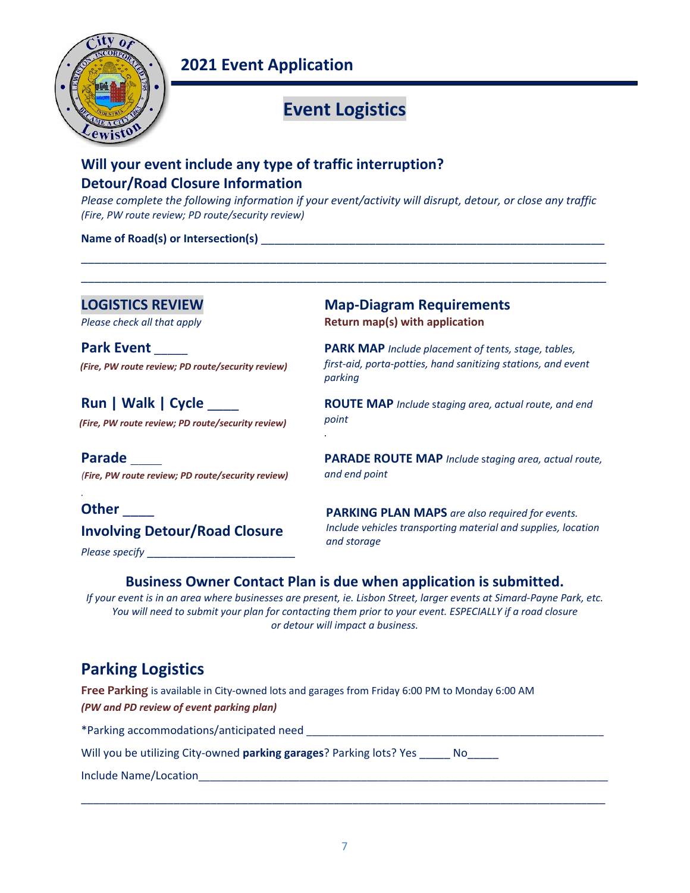# 2021 Event Application

## Event Logistics

### Will your event include any type of traffic interruption?
### Detour/Road Closure Information

*Please complete the following information if your event/activity will disrupt, detour, or close any traffic*
*(Fire, PW route review; PD route/security review)*

**Name of Road(s) or Intersection(s)** ____________________________________________________________

______________________________________________________________________________________

______________________________________________________________________________________

### LOGISTICS REVIEW

*Please check all that apply*

**Park Event** _____
***(Fire, PW route review; PD route/security review)***

**Run | Walk | Cycle** _____
***(Fire, PW route review; PD route/security review)***

**Parade** _____
***(Fire, PW route review; PD route/security review)***

**Other** _____
**Involving Detour/Road Closure**
*Please specify* ________________________

### Map-Diagram Requirements

**Return map(s) with application**

**PARK MAP** *Include placement of tents, stage, tables, first-aid, porta-potties, hand sanitizing stations, and event parking*

**ROUTE MAP** *Include staging area, actual route, and end point*

**PARADE ROUTE MAP** *Include staging area, actual route, and end point*

**PARKING PLAN MAPS** *are also required for events. Include vehicles transporting material and supplies, location and storage*

### Business Owner Contact Plan is due when application is submitted.

*If your event is in an area where businesses are present, ie. Lisbon Street, larger events at Simard-Payne Park, etc. You will need to submit your plan for contacting them prior to your event. ESPECIALLY if a road closure or detour will impact a business.*

## Parking Logistics

**Free Parking** is available in City-owned lots and garages from Friday 6:00 PM to Monday 6:00 AM
***(PW and PD review of event parking plan)***

*Parking accommodations/anticipated need ____________________________________________________

Will you be utilizing City-owned **parking garages**? Parking lots? Yes _____ No_____

Include Name/Location_____________________________________________________________________

______________________________________________________________________________________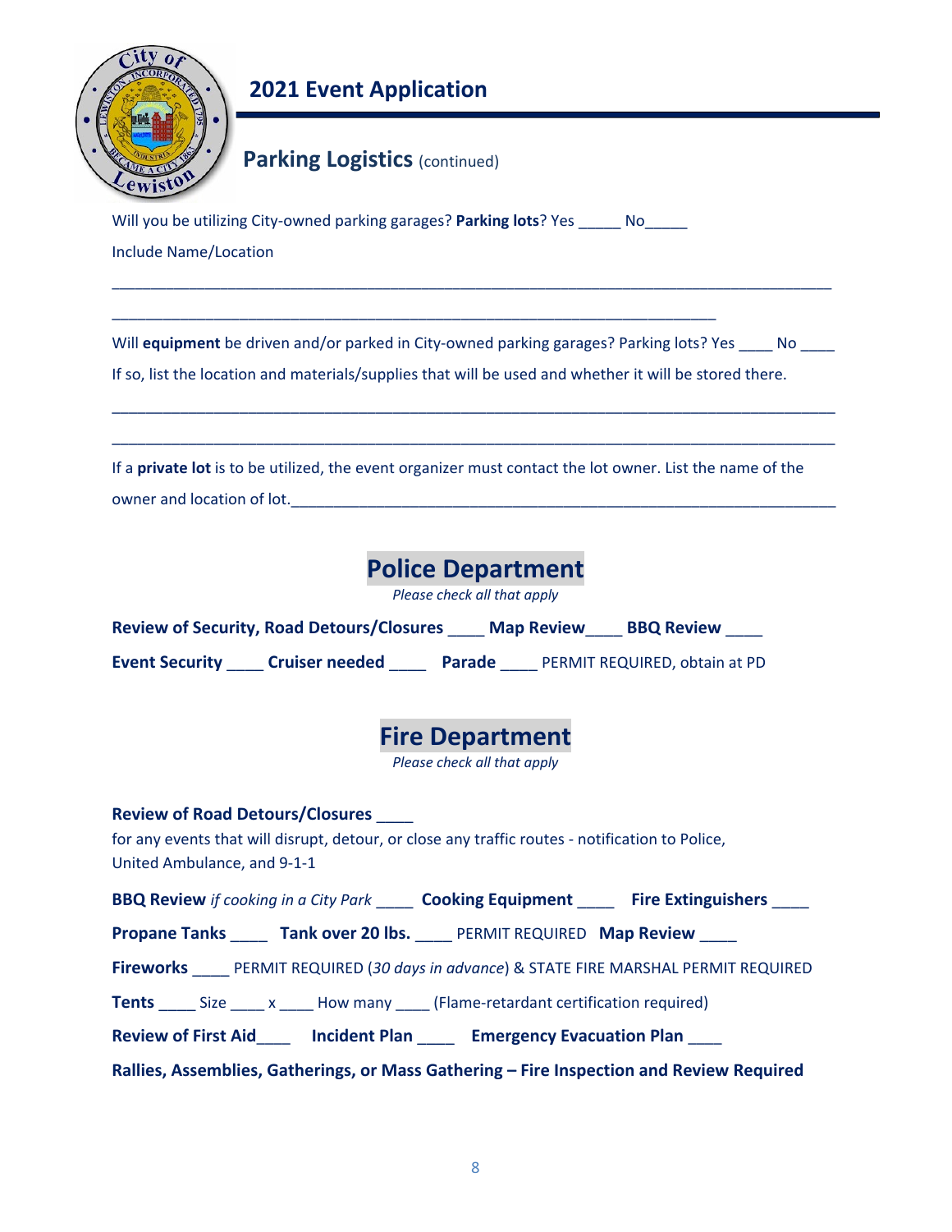# 2021 Event Application

## Parking Logistics (continued)

Will you be utilizing City-owned parking garages? **Parking lots**? Yes _____ No_____

Include Name/Location

_________________________________________________________________________________

____________________________________________________________________

Will **equipment** be driven and/or parked in City-owned parking garages? Parking lots? Yes ____ No ____

If so, list the location and materials/supplies that will be used and whether it will be stored there.

_________________________________________________________________________________

_________________________________________________________________________________

If a **private lot** is to be utilized, the event organizer must contact the lot owner. List the name of the owner and location of lot.______________________________________________________________

## Police Department

*Please check all that apply*

**Review of Security, Road Detours/Closures** ____ **Map Review**____ **BBQ Review** ____

**Event Security** ____ **Cruiser needed** ____ **Parade** ____ PERMIT REQUIRED, obtain at PD

## Fire Department

*Please check all that apply*

**Review of Road Detours/Closures** ____

for any events that will disrupt, detour, or close any traffic routes - notification to Police, United Ambulance, and 9-1-1

**BBQ Review** *if cooking in a City Park* ____ **Cooking Equipment** ____ **Fire Extinguishers** ____

**Propane Tanks** ____ **Tank over 20 lbs.** ____ PERMIT REQUIRED **Map Review** ____

**Fireworks** ____ PERMIT REQUIRED (*30 days in advance*) & STATE FIRE MARSHAL PERMIT REQUIRED

**Tents** ____ Size ____ x ____ How many ____ (Flame-retardant certification required)

**Review of First Aid**____ **Incident Plan** ____ **Emergency Evacuation Plan** ____

**Rallies, Assemblies, Gatherings, or Mass Gathering – Fire Inspection and Review Required**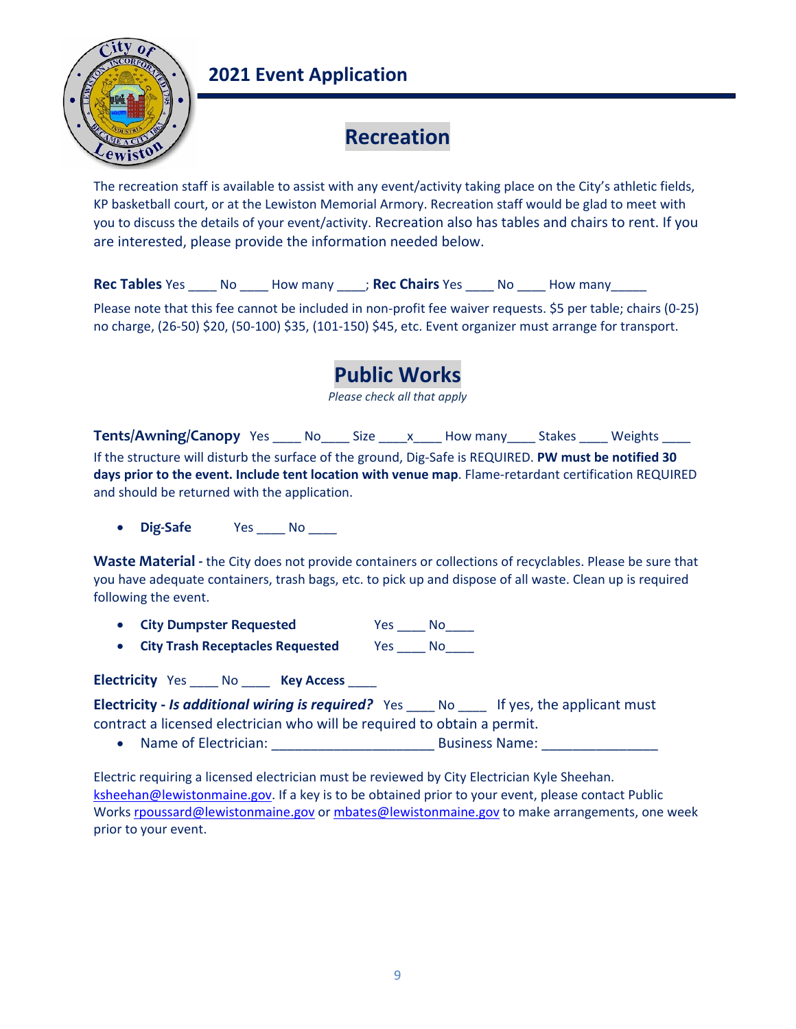## 2021 Event Application

# Recreation

The recreation staff is available to assist with any event/activity taking place on the City's athletic fields, KP basketball court, or at the Lewiston Memorial Armory. Recreation staff would be glad to meet with you to discuss the details of your event/activity. Recreation also has tables and chairs to rent. If you are interested, please provide the information needed below.

**Rec Tables** Yes ____ No ____ How many ____; **Rec Chairs** Yes ____ No ____ How many_____

Please note that this fee cannot be included in non-profit fee waiver requests. $5 per table; chairs (0-25) no charge, (26-50) $20, (50-100) $35, (101-150) $45, etc. Event organizer must arrange for transport.

# Public Works

*Please check all that apply*

**Tents/Awning/Canopy** Yes ____ No____ Size ____x____ How many____ Stakes ____ Weights ____

If the structure will disturb the surface of the ground, Dig-Safe is REQUIRED. **PW must be notified 30 days prior to the event. Include tent location with venue map**. Flame-retardant certification REQUIRED and should be returned with the application.

- **Dig-Safe** Yes ____ No ____

**Waste Material -** the City does not provide containers or collections of recyclables. Please be sure that you have adequate containers, trash bags, etc. to pick up and dispose of all waste. Clean up is required following the event.

- **City Dumpster Requested** Yes ____ No____
- **City Trash Receptacles Requested** Yes ____ No____

**Electricity** Yes ____ No ____ **Key Access** ____

**Electricity -** ***Is additional wiring is required?*** Yes ____ No ____ If yes, the applicant must contract a licensed electrician who will be required to obtain a permit.

- Name of Electrician: _____________________ Business Name: _______________

Electric requiring a licensed electrician must be reviewed by City Electrician Kyle Sheehan. ksheehan@lewistonmaine.gov. If a key is to be obtained prior to your event, please contact Public Works rpoussard@lewistonmaine.gov or mbates@lewistonmaine.gov to make arrangements, one week prior to your event.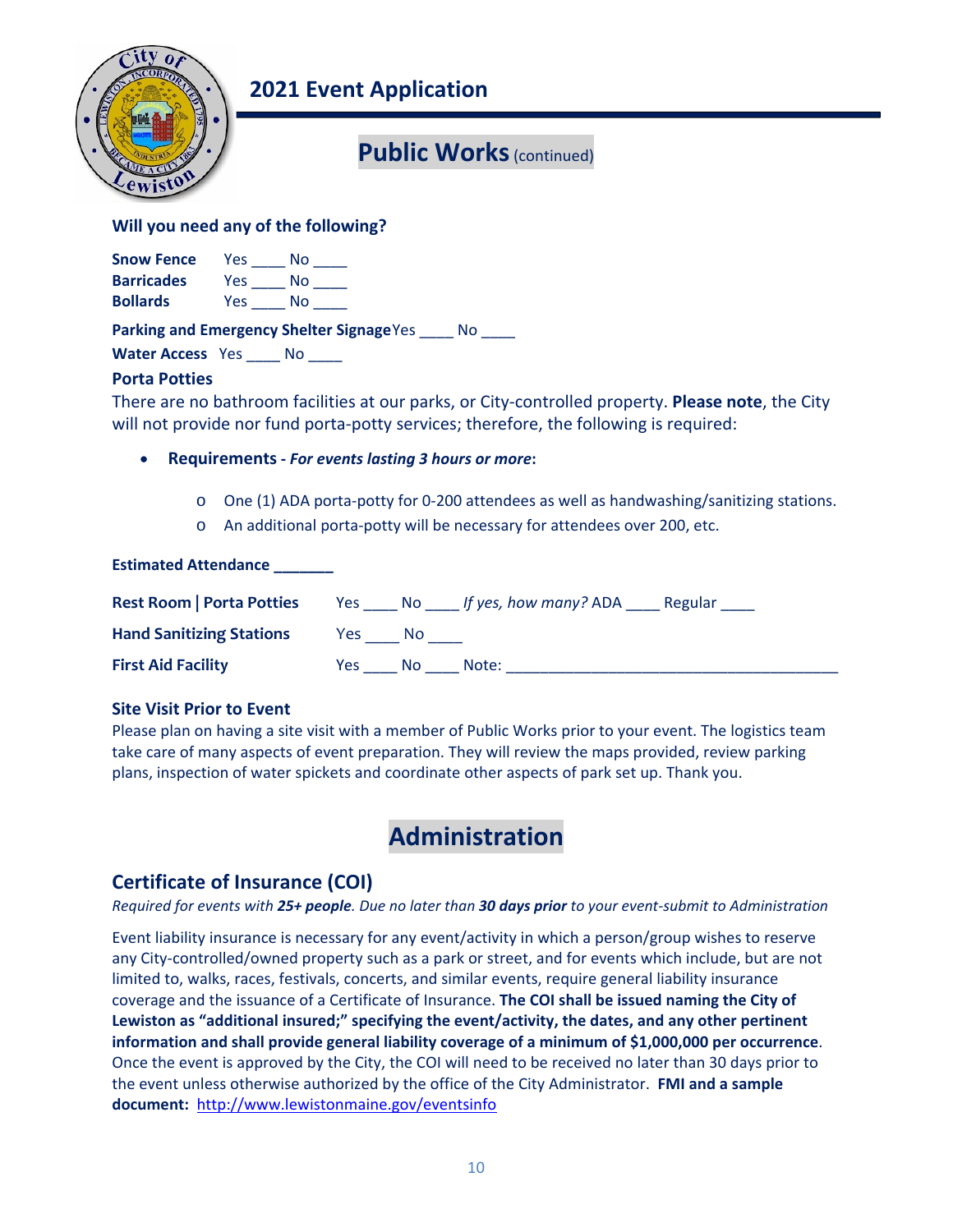# 2021 Event Application

## Public Works (continued)

**Will you need any of the following?**

**Snow Fence** Yes ____ No ____
**Barricades** Yes ____ No ____
**Bollards** Yes ____ No ____

**Parking and Emergency Shelter Signage** Yes ____ No ____

**Water Access** Yes ____ No ____

**Porta Potties**

There are no bathroom facilities at our parks, or City-controlled property. **Please note**, the City will not provide nor fund porta-potty services; therefore, the following is required:

- **Requirements - *For events lasting 3 hours or more*:**
  - One (1) ADA porta-potty for 0-200 attendees as well as handwashing/sanitizing stations.
  - An additional porta-potty will be necessary for attendees over 200, etc.

**Estimated Attendance _______**

**Rest Room | Porta Potties** Yes ____ No ____ *If yes, how many?* ADA ____ Regular ____

**Hand Sanitizing Stations** Yes ____ No ____

**First Aid Facility** Yes ____ No ____ Note: ________________________________________

**Site Visit Prior to Event**

Please plan on having a site visit with a member of Public Works prior to your event. The logistics team take care of many aspects of event preparation. They will review the maps provided, review parking plans, inspection of water spickets and coordinate other aspects of park set up. Thank you.

## Administration

### Certificate of Insurance (COI)

*Required for events with **25+ people**. Due no later than **30 days prior** to your event-submit to Administration*

Event liability insurance is necessary for any event/activity in which a person/group wishes to reserve any City-controlled/owned property such as a park or street, and for events which include, but are not limited to, walks, races, festivals, concerts, and similar events, require general liability insurance coverage and the issuance of a Certificate of Insurance. **The COI shall be issued naming the City of Lewiston as "additional insured;" specifying the event/activity, the dates, and any other pertinent information and shall provide general liability coverage of a minimum of $1,000,000 per occurrence**. Once the event is approved by the City, the COI will need to be received no later than 30 days prior to the event unless otherwise authorized by the office of the City Administrator. **FMI and a sample document:** http://www.lewistonmaine.gov/eventsinfo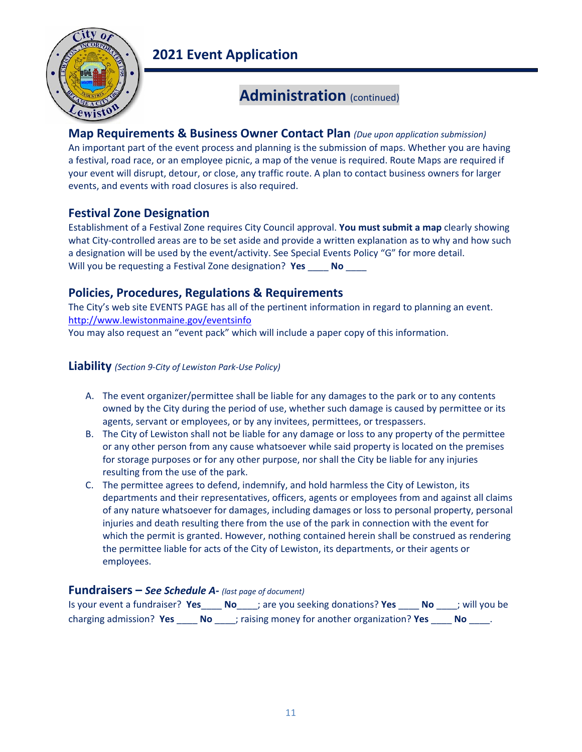# 2021 Event Application

## Administration (continued)

### Map Requirements & Business Owner Contact Plan *(Due upon application submission)*

An important part of the event process and planning is the submission of maps. Whether you are having a festival, road race, or an employee picnic, a map of the venue is required. Route Maps are required if your event will disrupt, detour, or close, any traffic route. A plan to contact business owners for larger events, and events with road closures is also required.

### Festival Zone Designation

Establishment of a Festival Zone requires City Council approval. **You must submit a map** clearly showing what City-controlled areas are to be set aside and provide a written explanation as to why and how such a designation will be used by the event/activity. See Special Events Policy "G" for more detail.
Will you be requesting a Festival Zone designation? **Yes** ____ **No** ____

### Policies, Procedures, Regulations & Requirements

The City's web site EVENTS PAGE has all of the pertinent information in regard to planning an event.
http://www.lewistonmaine.gov/eventsinfo
You may also request an "event pack" which will include a paper copy of this information.

### Liability *(Section 9-City of Lewiston Park-Use Policy)*

A. The event organizer/permittee shall be liable for any damages to the park or to any contents owned by the City during the period of use, whether such damage is caused by permittee or its agents, servant or employees, or by any invitees, permittees, or trespassers.

B. The City of Lewiston shall not be liable for any damage or loss to any property of the permittee or any other person from any cause whatsoever while said property is located on the premises for storage purposes or for any other purpose, nor shall the City be liable for any injuries resulting from the use of the park.

C. The permittee agrees to defend, indemnify, and hold harmless the City of Lewiston, its departments and their representatives, officers, agents or employees from and against all claims of any nature whatsoever for damages, including damages or loss to personal property, personal injuries and death resulting there from the use of the park in connection with the event for which the permit is granted. However, nothing contained herein shall be construed as rendering the permittee liable for acts of the City of Lewiston, its departments, or their agents or employees.

### Fundraisers – *See Schedule A- (last page of document)*

Is your event a fundraiser? **Yes**____ **No**____; are you seeking donations? **Yes** ____ **No** ____; will you be charging admission? **Yes** ____ **No** ____; raising money for another organization? **Yes** ____ **No** ____.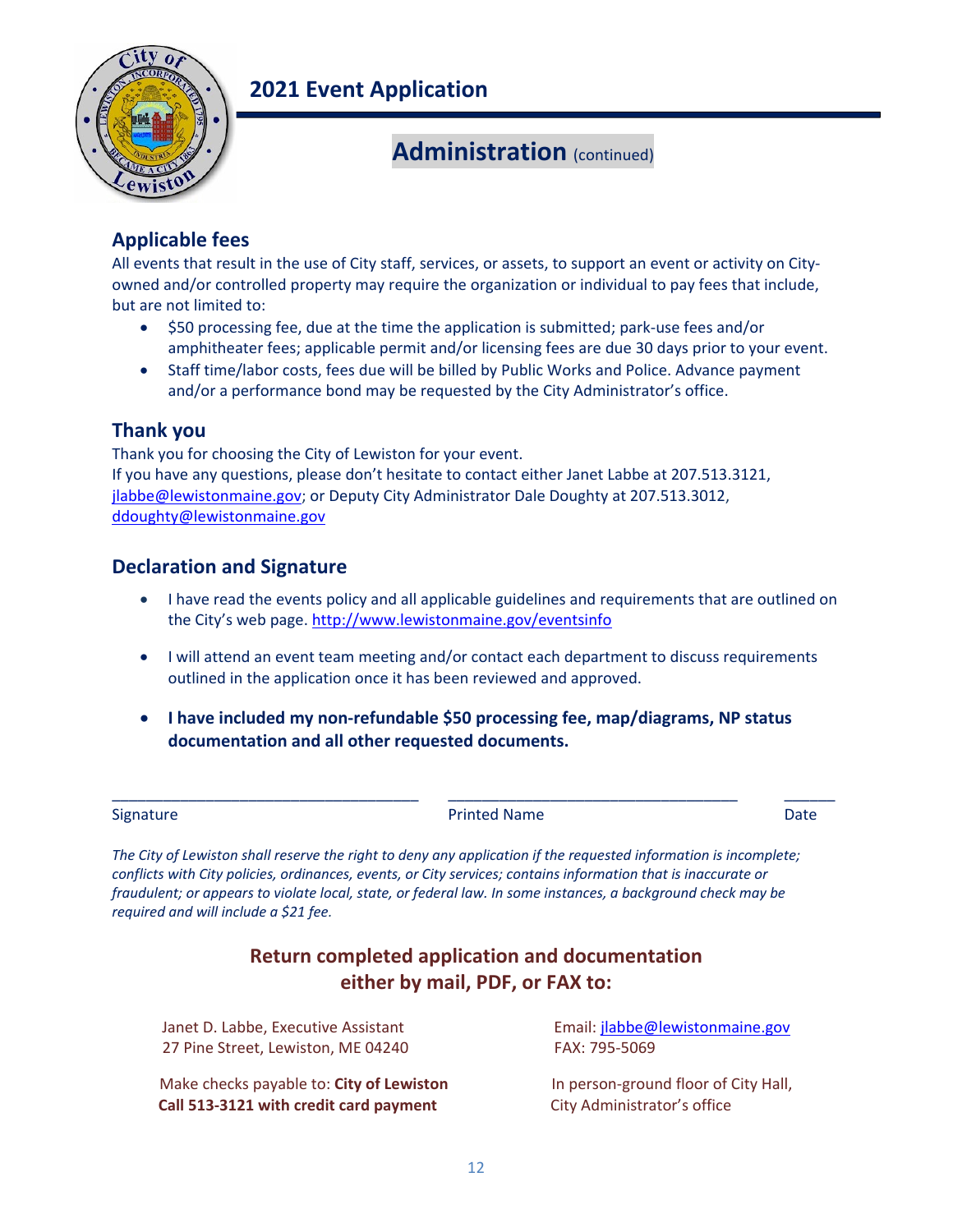# 2021 Event Application

## Administration (continued)

### Applicable fees

All events that result in the use of City staff, services, or assets, to support an event or activity on City-owned and/or controlled property may require the organization or individual to pay fees that include, but are not limited to:

- $50 processing fee, due at the time the application is submitted; park-use fees and/or amphitheater fees; applicable permit and/or licensing fees are due 30 days prior to your event.
- Staff time/labor costs, fees due will be billed by Public Works and Police. Advance payment and/or a performance bond may be requested by the City Administrator's office.

### Thank you

Thank you for choosing the City of Lewiston for your event.
If you have any questions, please don't hesitate to contact either Janet Labbe at 207.513.3121, jlabbe@lewistonmaine.gov; or Deputy City Administrator Dale Doughty at 207.513.3012, ddoughty@lewistonmaine.gov

### Declaration and Signature

- I have read the events policy and all applicable guidelines and requirements that are outlined on the City's web page. http://www.lewistonmaine.gov/eventsinfo
- I will attend an event team meeting and/or contact each department to discuss requirements outlined in the application once it has been reviewed and approved.
- **I have included my non-refundable $50 processing fee, map/diagrams, NP status documentation and all other requested documents.**

___________________________________ ___________________________________ ______

Signature Printed Name Date

*The City of Lewiston shall reserve the right to deny any application if the requested information is incomplete; conflicts with City policies, ordinances, events, or City services; contains information that is inaccurate or fraudulent; or appears to violate local, state, or federal law. In some instances, a background check may be required and will include a $21 fee.*

**Return completed application and documentation either by mail, PDF, or FAX to:**

Janet D. Labbe, Executive Assistant
27 Pine Street, Lewiston, ME 04240

Email: jlabbe@lewistonmaine.gov
FAX: 795-5069

Make checks payable to: **City of Lewiston**
**Call 513-3121 with credit card payment**

In person-ground floor of City Hall,
City Administrator's office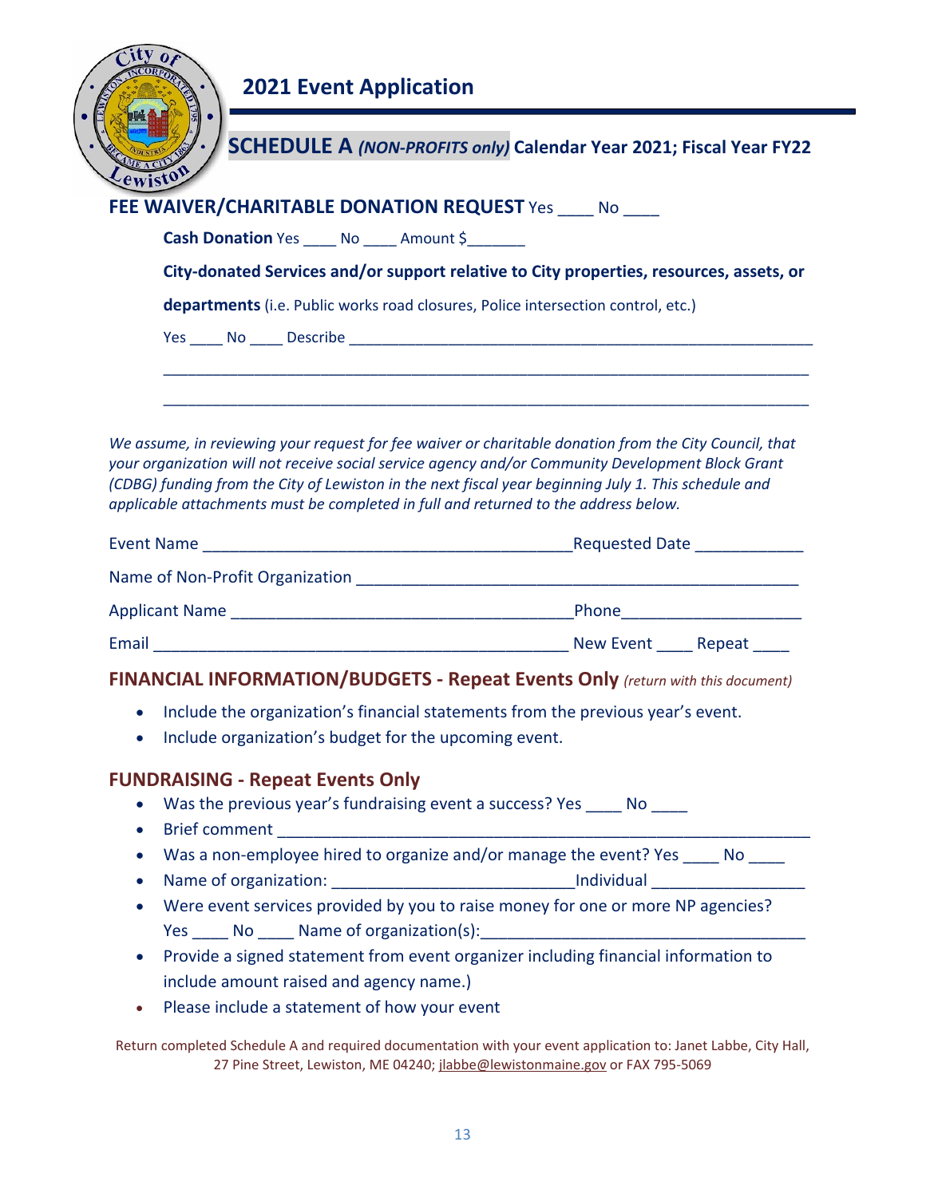## 2021 Event Application

### SCHEDULE A *(NON-PROFITS only)* Calendar Year 2021; Fiscal Year FY22

**FEE WAIVER/CHARITABLE DONATION REQUEST** Yes ____ No ____

**Cash Donation** Yes ____ No ____ Amount $_______

**City-donated Services and/or support relative to City properties, resources, assets, or departments** (i.e. Public works road closures, Police intersection control, etc.)

Yes ____ No ____ Describe ________________________________________________________

________________________________________________________________________

________________________________________________________________________

*We assume, in reviewing your request for fee waiver or charitable donation from the City Council, that your organization will not receive social service agency and/or Community Development Block Grant (CDBG) funding from the City of Lewiston in the next fiscal year beginning July 1. This schedule and applicable attachments must be completed in full and returned to the address below.*

Event Name __________________________________________ Requested Date ____________

Name of Non-Profit Organization __________________________________________________

Applicant Name ____________________________________ Phone____________________

Email _______________________________________________ New Event ____ Repeat ____

### FINANCIAL INFORMATION/BUDGETS - Repeat Events Only *(return with this document)*

- Include the organization's financial statements from the previous year's event.
- Include organization's budget for the upcoming event.

### FUNDRAISING - Repeat Events Only

- Was the previous year's fundraising event a success? Yes ____ No ____
- Brief comment ________________________________________________________
- Was a non-employee hired to organize and/or manage the event? Yes ____ No ____
- Name of organization: ___________________________Individual _________________
- Were event services provided by you to raise money for one or more NP agencies? Yes ____ No ____ Name of organization(s):____________________________________
- Provide a signed statement from event organizer including financial information to include amount raised and agency name.)
- Please include a statement of how your event

Return completed Schedule A and required documentation with your event application to: Janet Labbe, City Hall, 27 Pine Street, Lewiston, ME 04240; jlabbe@lewistonmaine.gov or FAX 795-5069